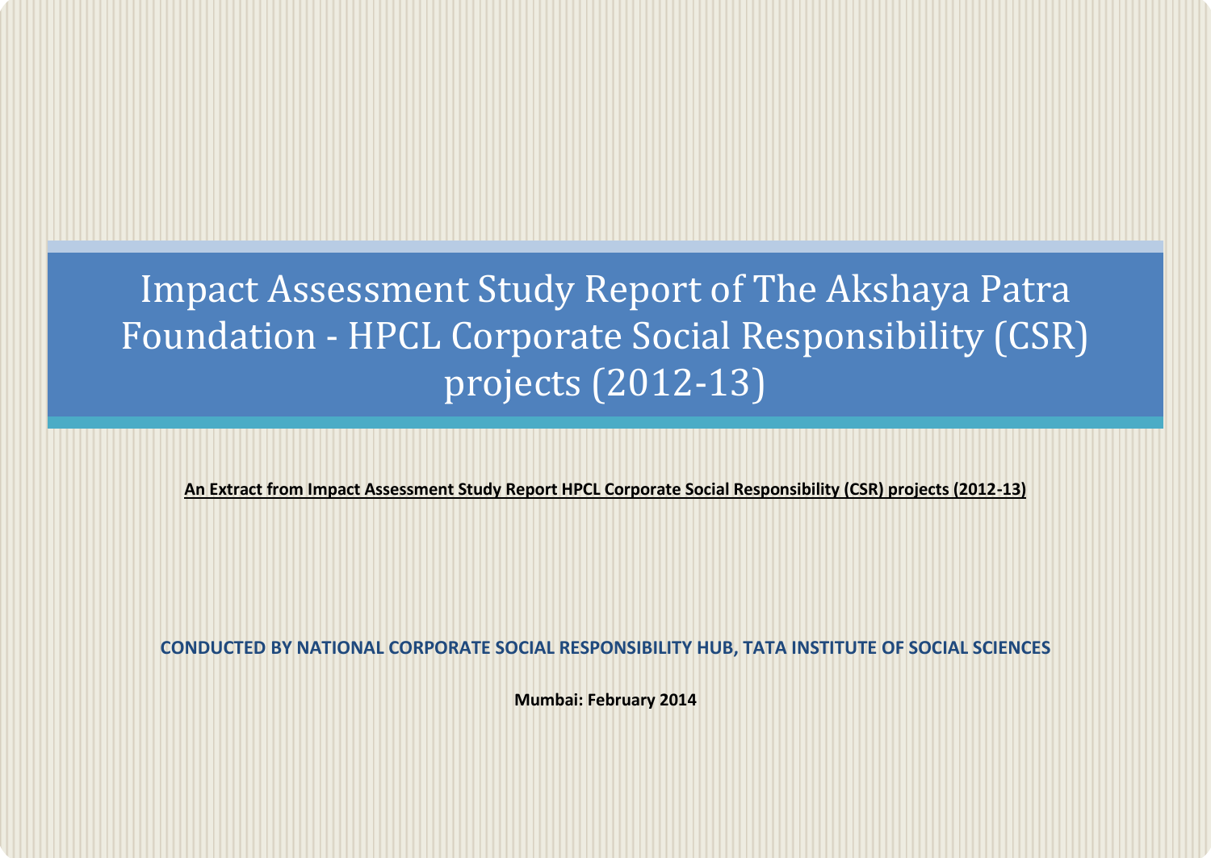# Impact Assessment Study Report of The Akshaya Patra Foundation - HPCL Corporate Social Responsibility (CSR) projects (2012-13)

**An Extract from Impact Assessment Study Report HPCL Corporate Social Responsibility (CSR) projects (2012-13)**

**CONDUCTED BY NATIONAL CORPORATE SOCIAL RESPONSIBILITY HUB, TATA INSTITUTE OF SOCIAL SCIENCES**

**Mumbai: February 2014**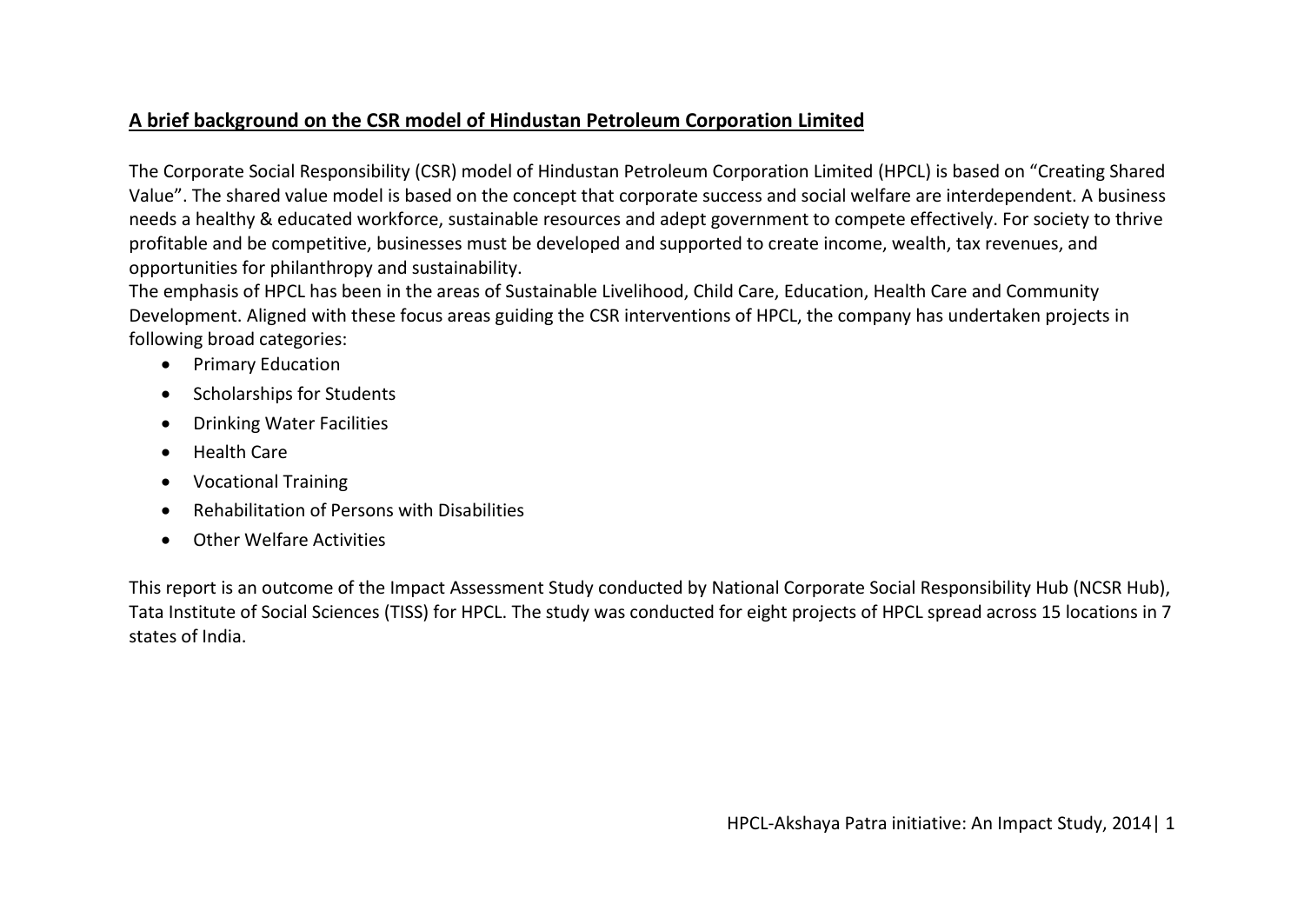## A brief background on the CSR model of Hindustan Petroleum Corporation Limited

The Corporate Social Responsibility (CSR) model of Hindustan Petroleum Corporation Limited (HPCL) is based on "Creating Shared Value". The shared value model is based on the concept that corporate success and social welfare are interdependent. A business needs a healthy & educated workforce, sustainable resources and adept government to compete effectively. For society to thrive profitable and be competitive, businesses must be developed and supported to create income, wealth, tax revenues, and opportunities for philanthropy and sustainability.

The emphasis of HPCL has been in the areas of Sustainable Livelihood, Child Care, Education, Health Care and Community Development. Aligned with these focus areas guiding the CSR interventions of HPCL, the company has undertaken projects in following broad categories:

- Primary Education
- Scholarships for Students
- Drinking Water Facilities
- Health Care
- Vocational Training
- Rehabilitation of Persons with Disabilities
- Other Welfare Activities

This report is an outcome of the Impact Assessment Study conducted by National Corporate Social Responsibility Hub (NCSR Hub), Tata Institute of Social Sciences (TISS) for HPCL. The study was conducted for eight projects of HPCL spread across 15 locations in 7 states of India.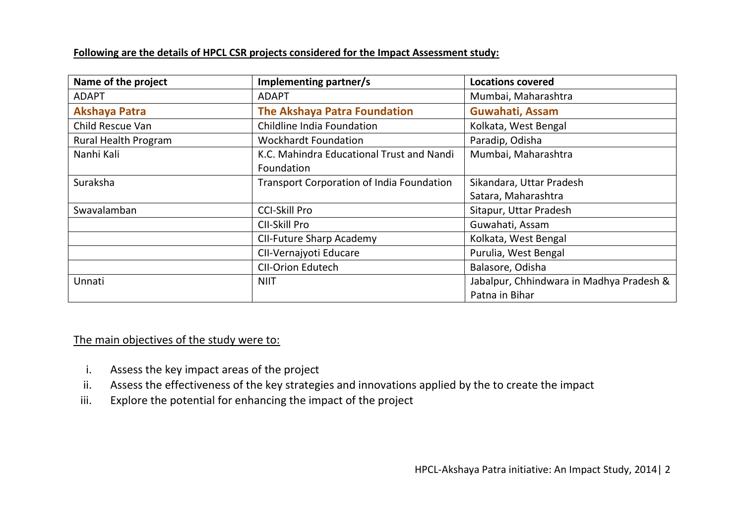**Following are the details of HPCL CSR projects considered for the Impact Assessment study:**

| Name of the project | Implementing partner/s | Locations covered |
|---|---|---|
| ADAPT | ADAPT | Mumbai, Maharashtra |
| **Akshaya Patra** | **The Akshaya Patra Foundation** | **Guwahati, Assam** |
| Child Rescue Van | Childline India Foundation | Kolkata, West Bengal |
| Rural Health Program | Wockhardt Foundation | Paradip, Odisha |
| Nanhi Kali | K.C. Mahindra Educational Trust and Nandi Foundation | Mumbai, Maharashtra |
| Suraksha | Transport Corporation of India Foundation | Sikandara, Uttar Pradesh Satara, Maharashtra |
| Swavalamban | CCI-Skill Pro | Sitapur, Uttar Pradesh |
| | CII-Skill Pro | Guwahati, Assam |
| | CII-Future Sharp Academy | Kolkata, West Bengal |
| | CII-Vernajyoti Educare | Purulia, West Bengal |
| | CII-Orion Edutech | Balasore, Odisha |
| Unnati | NIIT | Jabalpur, Chhindwara in Madhya Pradesh & Patna in Bihar |

The main objectives of the study were to:

i. Assess the key impact areas of the project
ii. Assess the effectiveness of the key strategies and innovations applied by the to create the impact
iii. Explore the potential for enhancing the impact of the project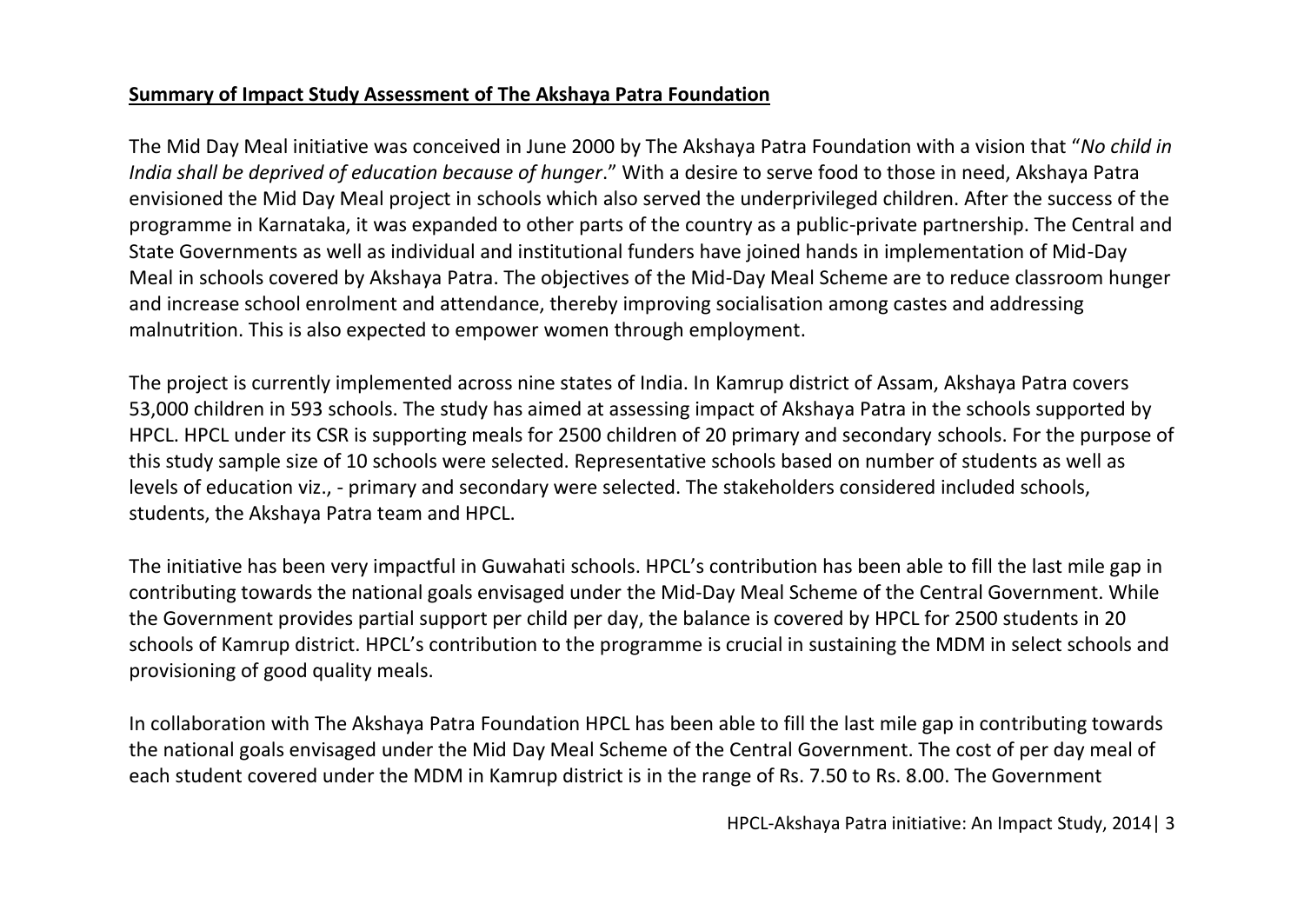**Summary of Impact Study Assessment of The Akshaya Patra Foundation**

The Mid Day Meal initiative was conceived in June 2000 by The Akshaya Patra Foundation with a vision that "*No child in India shall be deprived of education because of hunger*." With a desire to serve food to those in need, Akshaya Patra envisioned the Mid Day Meal project in schools which also served the underprivileged children. After the success of the programme in Karnataka, it was expanded to other parts of the country as a public-private partnership. The Central and State Governments as well as individual and institutional funders have joined hands in implementation of Mid-Day Meal in schools covered by Akshaya Patra. The objectives of the Mid-Day Meal Scheme are to reduce classroom hunger and increase school enrolment and attendance, thereby improving socialisation among castes and addressing malnutrition. This is also expected to empower women through employment.

The project is currently implemented across nine states of India. In Kamrup district of Assam, Akshaya Patra covers 53,000 children in 593 schools. The study has aimed at assessing impact of Akshaya Patra in the schools supported by HPCL. HPCL under its CSR is supporting meals for 2500 children of 20 primary and secondary schools. For the purpose of this study sample size of 10 schools were selected. Representative schools based on number of students as well as levels of education viz., - primary and secondary were selected. The stakeholders considered included schools, students, the Akshaya Patra team and HPCL.

The initiative has been very impactful in Guwahati schools. HPCL's contribution has been able to fill the last mile gap in contributing towards the national goals envisaged under the Mid-Day Meal Scheme of the Central Government. While the Government provides partial support per child per day, the balance is covered by HPCL for 2500 students in 20 schools of Kamrup district. HPCL's contribution to the programme is crucial in sustaining the MDM in select schools and provisioning of good quality meals.

In collaboration with The Akshaya Patra Foundation HPCL has been able to fill the last mile gap in contributing towards the national goals envisaged under the Mid Day Meal Scheme of the Central Government. The cost of per day meal of each student covered under the MDM in Kamrup district is in the range of Rs. 7.50 to Rs. 8.00. The Government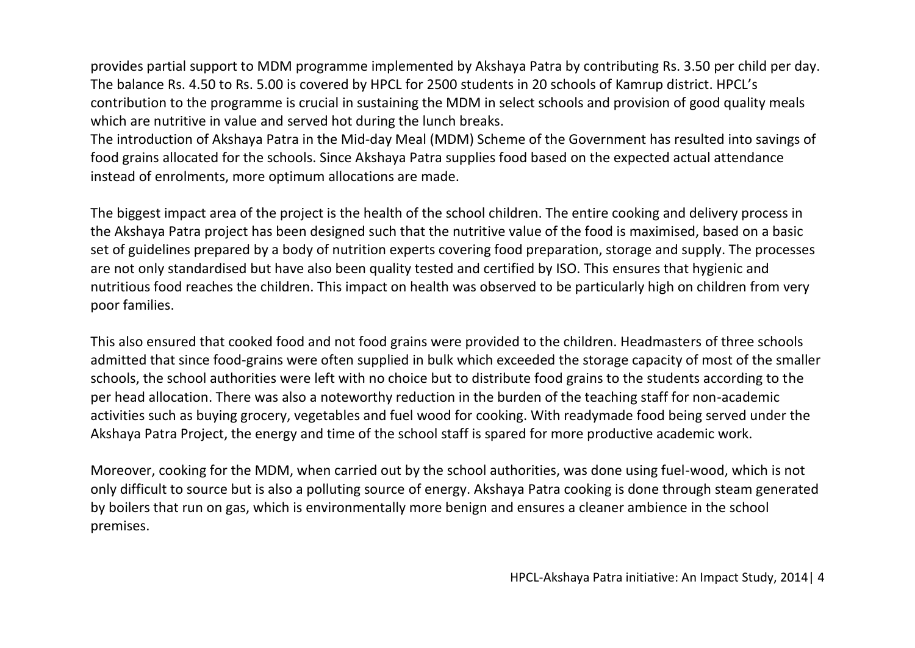provides partial support to MDM programme implemented by Akshaya Patra by contributing Rs. 3.50 per child per day. The balance Rs. 4.50 to Rs. 5.00 is covered by HPCL for 2500 students in 20 schools of Kamrup district. HPCL's contribution to the programme is crucial in sustaining the MDM in select schools and provision of good quality meals which are nutritive in value and served hot during the lunch breaks.

The introduction of Akshaya Patra in the Mid-day Meal (MDM) Scheme of the Government has resulted into savings of food grains allocated for the schools. Since Akshaya Patra supplies food based on the expected actual attendance instead of enrolments, more optimum allocations are made.

The biggest impact area of the project is the health of the school children. The entire cooking and delivery process in the Akshaya Patra project has been designed such that the nutritive value of the food is maximised, based on a basic set of guidelines prepared by a body of nutrition experts covering food preparation, storage and supply. The processes are not only standardised but have also been quality tested and certified by ISO. This ensures that hygienic and nutritious food reaches the children. This impact on health was observed to be particularly high on children from very poor families.

This also ensured that cooked food and not food grains were provided to the children. Headmasters of three schools admitted that since food-grains were often supplied in bulk which exceeded the storage capacity of most of the smaller schools, the school authorities were left with no choice but to distribute food grains to the students according to the per head allocation. There was also a noteworthy reduction in the burden of the teaching staff for non-academic activities such as buying grocery, vegetables and fuel wood for cooking. With readymade food being served under the Akshaya Patra Project, the energy and time of the school staff is spared for more productive academic work.

Moreover, cooking for the MDM, when carried out by the school authorities, was done using fuel-wood, which is not only difficult to source but is also a polluting source of energy. Akshaya Patra cooking is done through steam generated by boilers that run on gas, which is environmentally more benign and ensures a cleaner ambience in the school premises.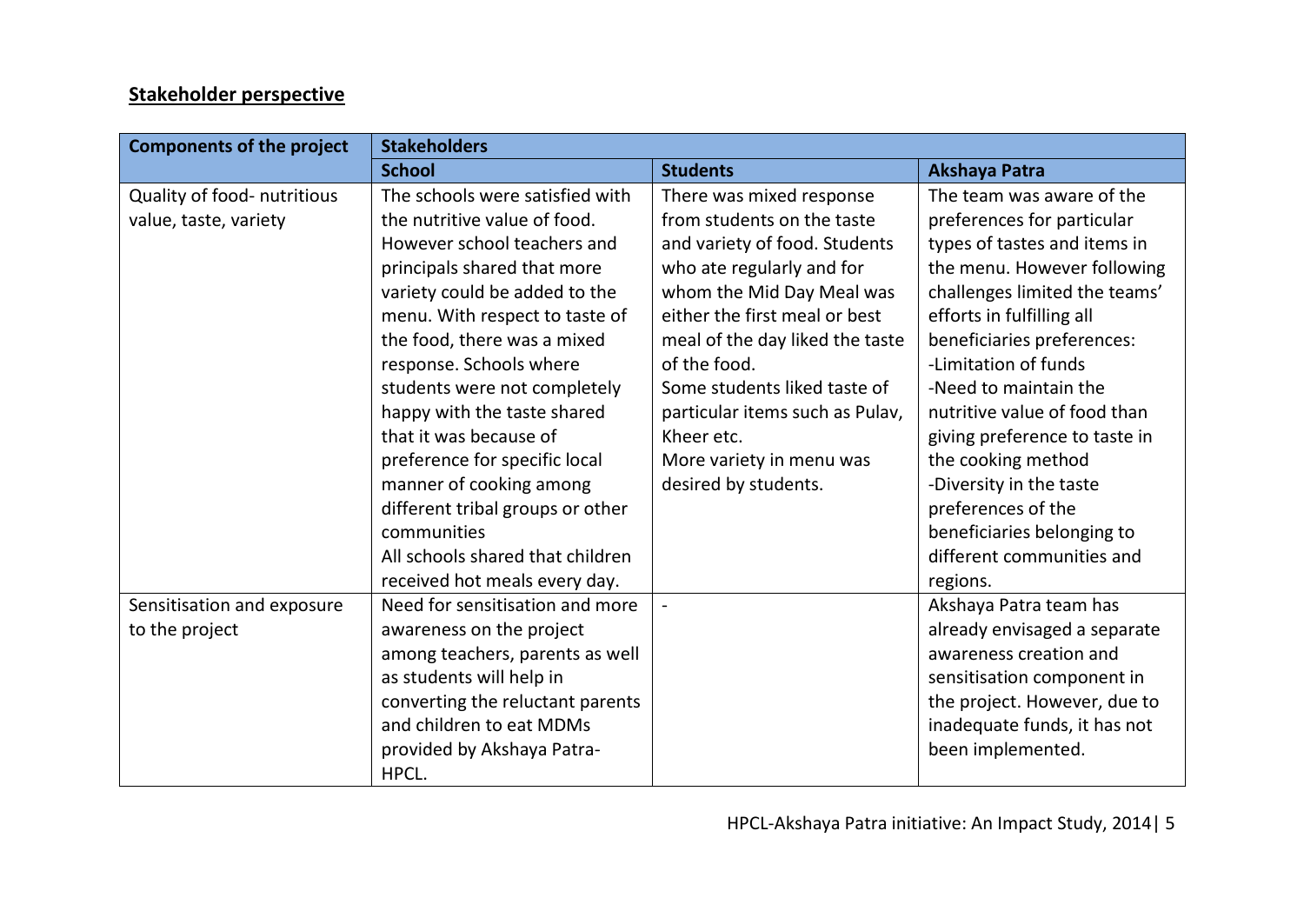**Stakeholder perspective**

| Components of the project | Stakeholders | | |
|---|---|---|---|
| | **School** | **Students** | **Akshaya Patra** |
| Quality of food- nutritious value, taste, variety | The schools were satisfied with the nutritive value of food. However school teachers and principals shared that more variety could be added to the menu. With respect to taste of the food, there was a mixed response. Schools where students were not completely happy with the taste shared that it was because of preference for specific local manner of cooking among different tribal groups or other communities<br>All schools shared that children received hot meals every day. | There was mixed response from students on the taste and variety of food. Students who ate regularly and for whom the Mid Day Meal was either the first meal or best meal of the day liked the taste of the food.<br>Some students liked taste of particular items such as Pulav, Kheer etc.<br>More variety in menu was desired by students. | The team was aware of the preferences for particular types of tastes and items in the menu. However following challenges limited the teams' efforts in fulfilling all beneficiaries preferences:<br>-Limitation of funds<br>-Need to maintain the nutritive value of food than giving preference to taste in the cooking method<br>-Diversity in the taste preferences of the beneficiaries belonging to different communities and regions. |
| Sensitisation and exposure to the project | Need for sensitisation and more awareness on the project among teachers, parents as well as students will help in converting the reluctant parents and children to eat MDMs provided by Akshaya Patra-HPCL. | - | Akshaya Patra team has already envisaged a separate awareness creation and sensitisation component in the project. However, due to inadequate funds, it has not been implemented. |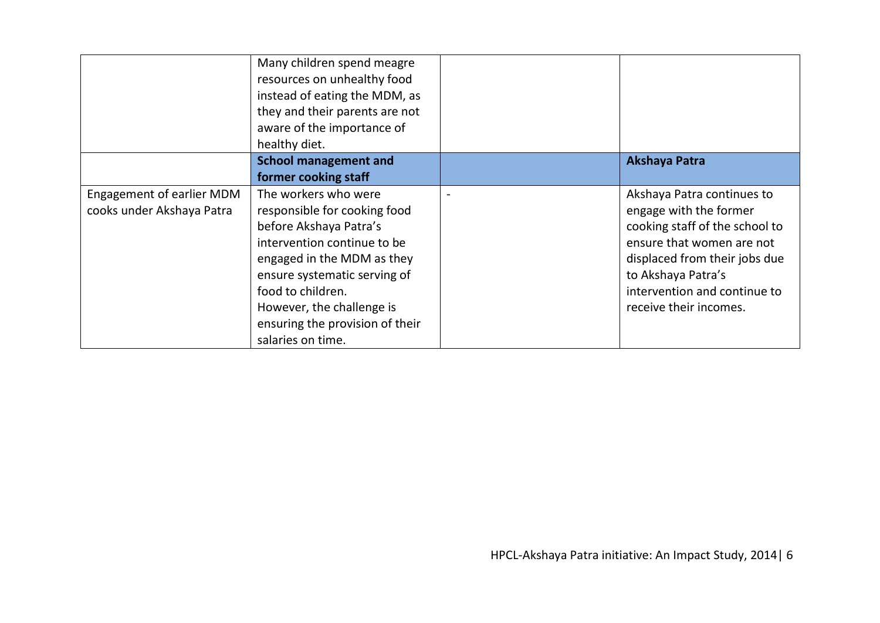| | | | |
|---|---|---|---|
| | Many children spend meagre resources on unhealthy food instead of eating the MDM, as they and their parents are not aware of the importance of healthy diet. | | |
| | **School management and former cooking staff** | | **Akshaya Patra** |
| Engagement of earlier MDM cooks under Akshaya Patra | The workers who were responsible for cooking food before Akshaya Patra's intervention continue to be engaged in the MDM as they ensure systematic serving of food to children. However, the challenge is ensuring the provision of their salaries on time. | - | Akshaya Patra continues to engage with the former cooking staff of the school to ensure that women are not displaced from their jobs due to Akshaya Patra's intervention and continue to receive their incomes. |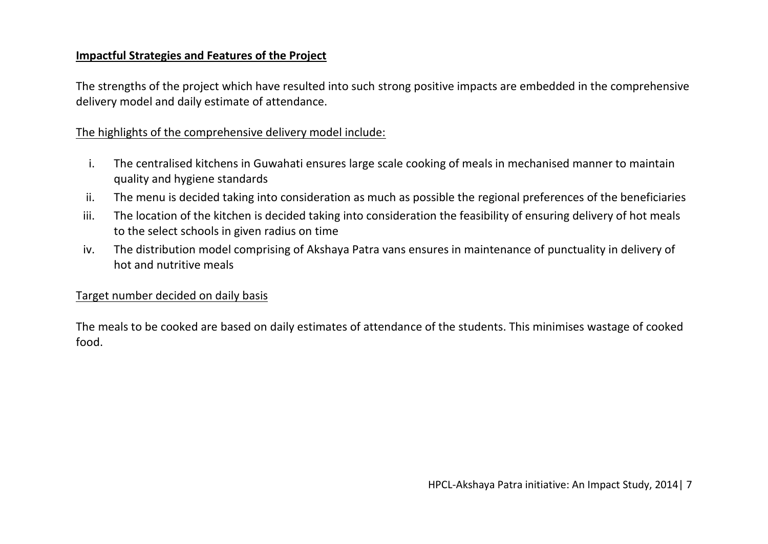## **Impactful Strategies and Features of the Project**

The strengths of the project which have resulted into such strong positive impacts are embedded in the comprehensive delivery model and daily estimate of attendance.

The highlights of the comprehensive delivery model include:

i. The centralised kitchens in Guwahati ensures large scale cooking of meals in mechanised manner to maintain quality and hygiene standards
ii. The menu is decided taking into consideration as much as possible the regional preferences of the beneficiaries
iii. The location of the kitchen is decided taking into consideration the feasibility of ensuring delivery of hot meals to the select schools in given radius on time
iv. The distribution model comprising of Akshaya Patra vans ensures in maintenance of punctuality in delivery of hot and nutritive meals

Target number decided on daily basis

The meals to be cooked are based on daily estimates of attendance of the students. This minimises wastage of cooked food.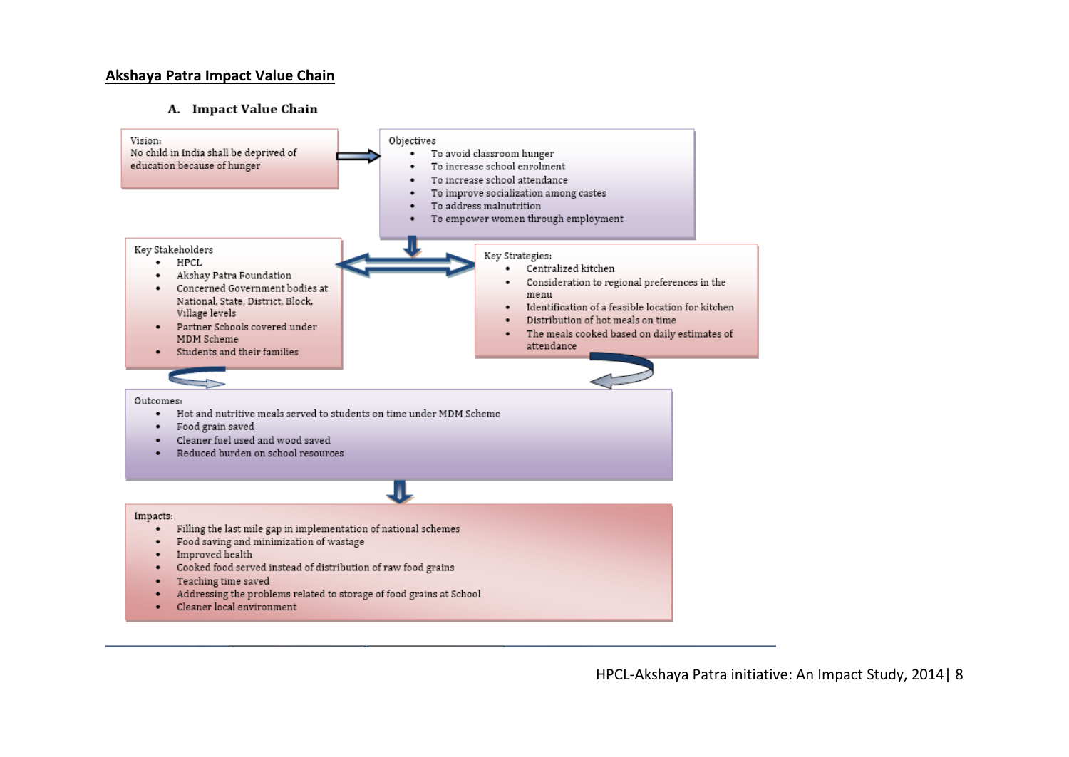## Akshaya Patra Impact Value Chain

### A. Impact Value Chain

**Vision:**
No child in India shall be deprived of education because of hunger

**Objectives**

- To avoid classroom hunger
- To increase school enrolment
- To increase school attendance
- To improve socialization among castes
- To address malnutrition
- To empower women through employment

**Key Stakeholders**

- HPCL
- Akshay Patra Foundation
- Concerned Government bodies at National, State, District, Block, Village levels
- Partner Schools covered under MDM Scheme
- Students and their families

**Key Strategies:**

- Centralized kitchen
- Consideration to regional preferences in the menu
- Identification of a feasible location for kitchen
- Distribution of hot meals on time
- The meals cooked based on daily estimates of attendance

**Outcomes:**

- Hot and nutritive meals served to students on time under MDM Scheme
- Food grain saved
- Cleaner fuel used and wood saved
- Reduced burden on school resources

**Impacts:**

- Filling the last mile gap in implementation of national schemes
- Food saving and minimization of wastage
- Improved health
- Cooked food served instead of distribution of raw food grains
- Teaching time saved
- Addressing the problems related to storage of food grains at School
- Cleaner local environment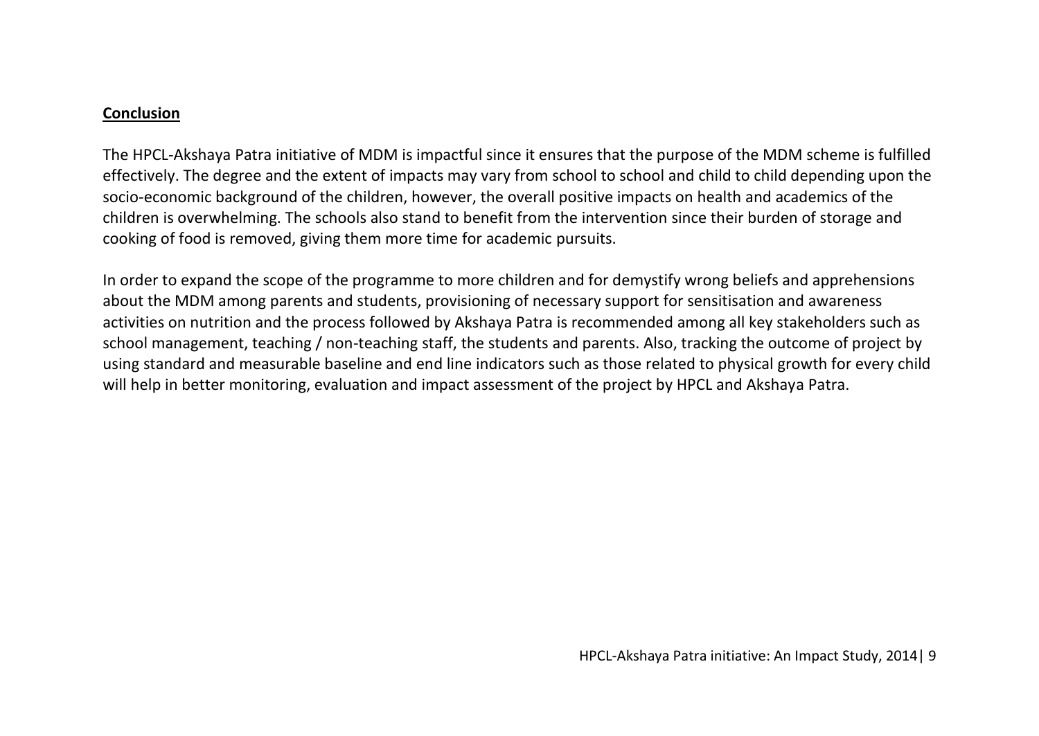## Conclusion

The HPCL-Akshaya Patra initiative of MDM is impactful since it ensures that the purpose of the MDM scheme is fulfilled effectively. The degree and the extent of impacts may vary from school to school and child to child depending upon the socio-economic background of the children, however, the overall positive impacts on health and academics of the children is overwhelming. The schools also stand to benefit from the intervention since their burden of storage and cooking of food is removed, giving them more time for academic pursuits.

In order to expand the scope of the programme to more children and for demystify wrong beliefs and apprehensions about the MDM among parents and students, provisioning of necessary support for sensitisation and awareness activities on nutrition and the process followed by Akshaya Patra is recommended among all key stakeholders such as school management, teaching / non-teaching staff, the students and parents. Also, tracking the outcome of project by using standard and measurable baseline and end line indicators such as those related to physical growth for every child will help in better monitoring, evaluation and impact assessment of the project by HPCL and Akshaya Patra.